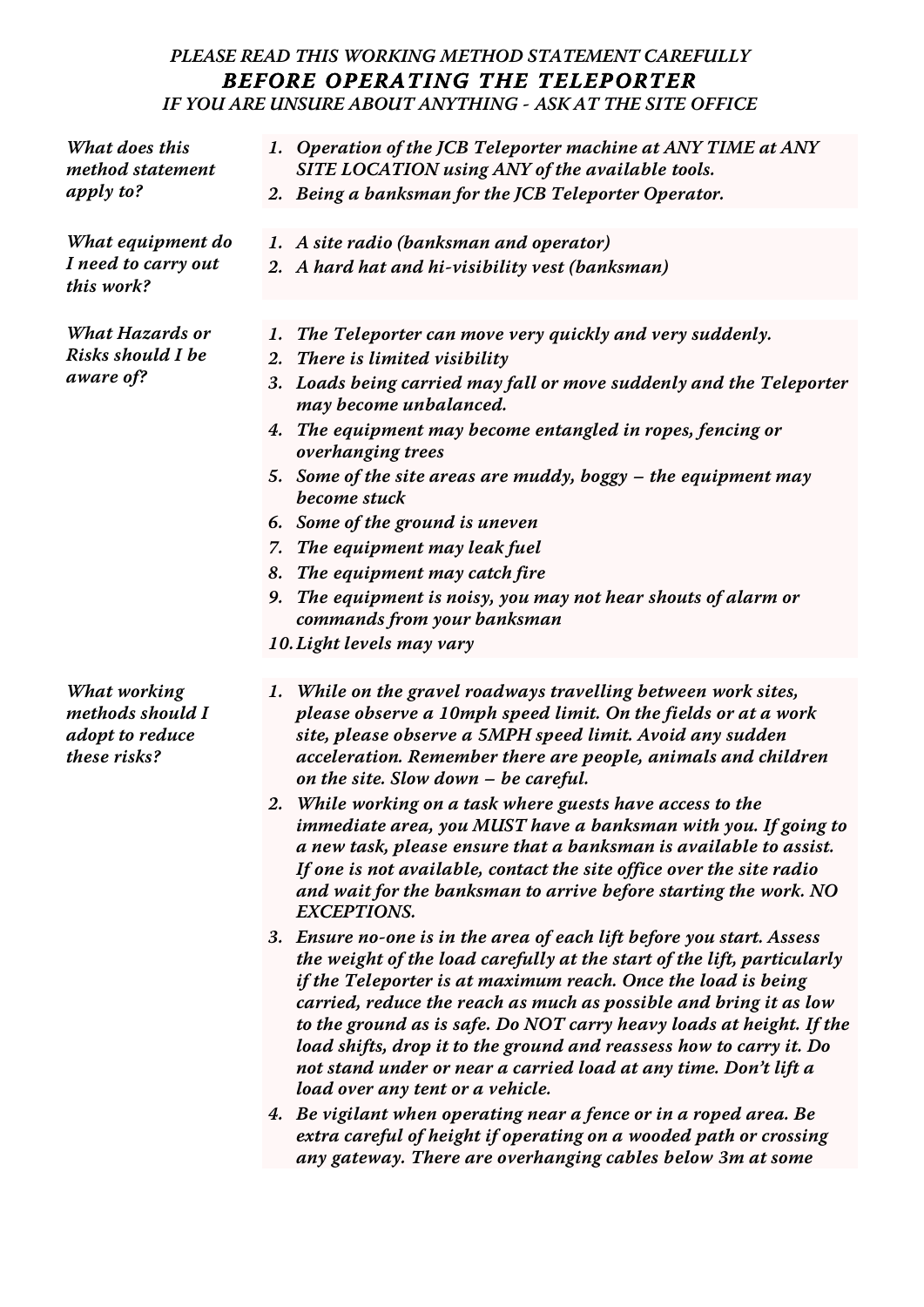*PLEASE READ THIS WORKING METHOD STATEMENT CAREFULLY*

# *BEFORE OPERATING THE TELEPORTER*

*IF YOU ARE UNSURE ABOUT ANYTHING - ASK AT THE SITE OFFICE*

| | |
|---|---|
| ***What does this method statement apply to?*** | ***1. Operation of the JCB Teleporter machine at ANY TIME at ANY SITE LOCATION using ANY of the available tools.***<br>***2. Being a banksman for the JCB Teleporter Operator.*** |
| ***What equipment do I need to carry out this work?*** | ***1. A site radio (banksman and operator)***<br>***2. A hard hat and hi-visibility vest (banksman)*** |
| ***What Hazards or Risks should I be aware of?*** | ***1. The Teleporter can move very quickly and very suddenly.***<br>***2. There is limited visibility***<br>***3. Loads being carried may fall or move suddenly and the Teleporter may become unbalanced.***<br>***4. The equipment may become entangled in ropes, fencing or overhanging trees***<br>***5. Some of the site areas are muddy, boggy – the equipment may become stuck***<br>***6. Some of the ground is uneven***<br>***7. The equipment may leak fuel***<br>***8. The equipment may catch fire***<br>***9. The equipment is noisy, you may not hear shouts of alarm or commands from your banksman***<br>***10. Light levels may vary*** |
| ***What working methods should I adopt to reduce these risks?*** | ***1. While on the gravel roadways travelling between work sites, please observe a 10mph speed limit. On the fields or at a work site, please observe a 5MPH speed limit. Avoid any sudden acceleration. Remember there are people, animals and children on the site. Slow down – be careful.***<br>***2. While working on a task where guests have access to the immediate area, you MUST have a banksman with you. If going to a new task, please ensure that a banksman is available to assist. If one is not available, contact the site office over the site radio and wait for the banksman to arrive before starting the work. NO EXCEPTIONS.***<br>***3. Ensure no-one is in the area of each lift before you start. Assess the weight of the load carefully at the start of the lift, particularly if the Teleporter is at maximum reach. Once the load is being carried, reduce the reach as much as possible and bring it as low to the ground as is safe. Do NOT carry heavy loads at height. If the load shifts, drop it to the ground and reassess how to carry it. Do not stand under or near a carried load at any time. Don't lift a load over any tent or a vehicle.***<br>***4. Be vigilant when operating near a fence or in a roped area. Be extra careful of height if operating on a wooded path or crossing any gateway. There are overhanging cables below 3m at some*** |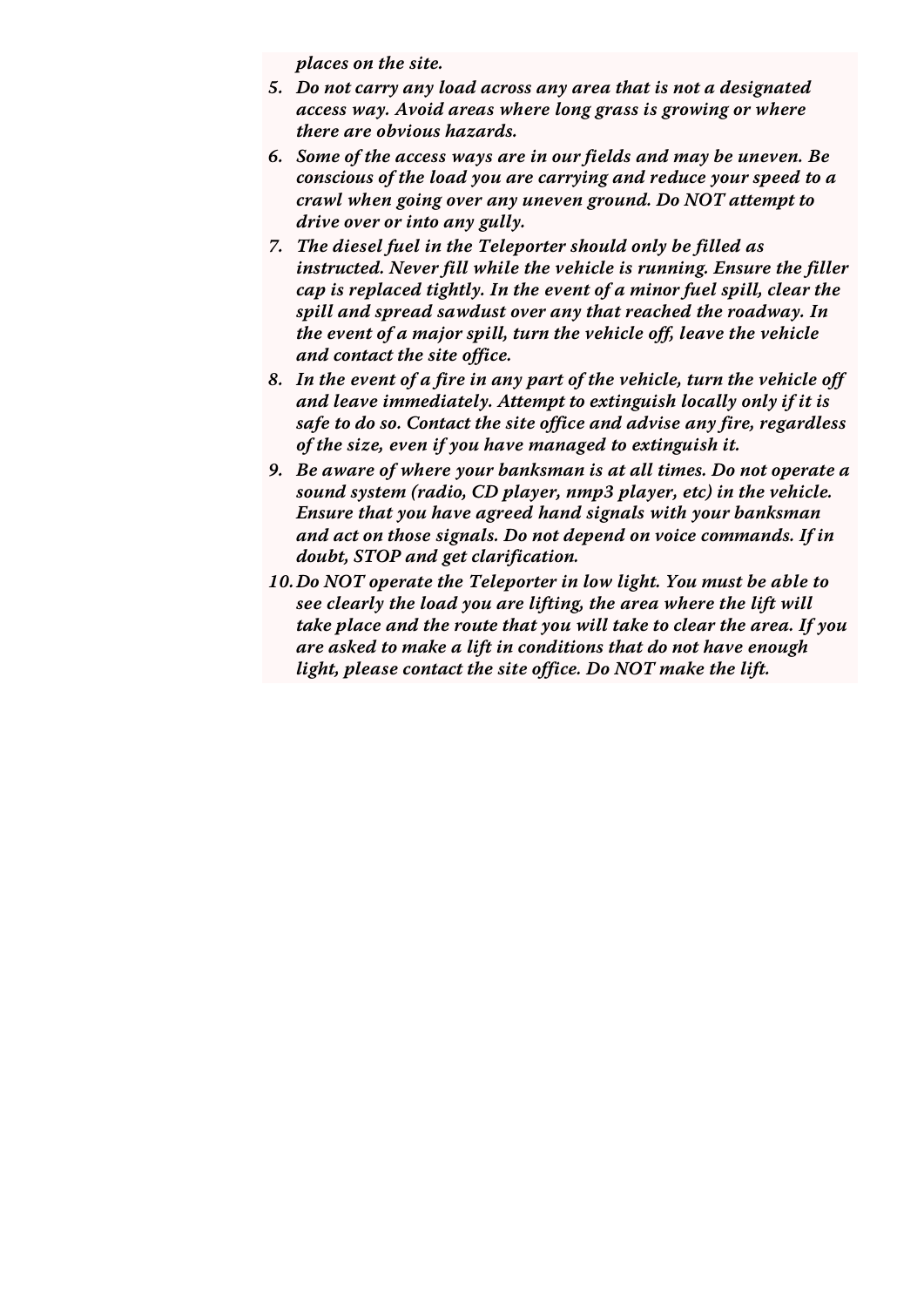*places on the site.*

5. ***Do not carry any load across any area that is not a designated access way. Avoid areas where long grass is growing or where there are obvious hazards.***
6. ***Some of the access ways are in our fields and may be uneven. Be conscious of the load you are carrying and reduce your speed to a crawl when going over any uneven ground. Do NOT attempt to drive over or into any gully.***
7. ***The diesel fuel in the Teleporter should only be filled as instructed. Never fill while the vehicle is running. Ensure the filler cap is replaced tightly. In the event of a minor fuel spill, clear the spill and spread sawdust over any that reached the roadway. In the event of a major spill, turn the vehicle off, leave the vehicle and contact the site office.***
8. ***In the event of a fire in any part of the vehicle, turn the vehicle off and leave immediately. Attempt to extinguish locally only if it is safe to do so. Contact the site office and advise any fire, regardless of the size, even if you have managed to extinguish it.***
9. ***Be aware of where your banksman is at all times. Do not operate a sound system (radio, CD player, nmp3 player, etc) in the vehicle. Ensure that you have agreed hand signals with your banksman and act on those signals. Do not depend on voice commands. If in doubt, STOP and get clarification.***
10. ***Do NOT operate the Teleporter in low light. You must be able to see clearly the load you are lifting, the area where the lift will take place and the route that you will take to clear the area. If you are asked to make a lift in conditions that do not have enough light, please contact the site office. Do NOT make the lift.***